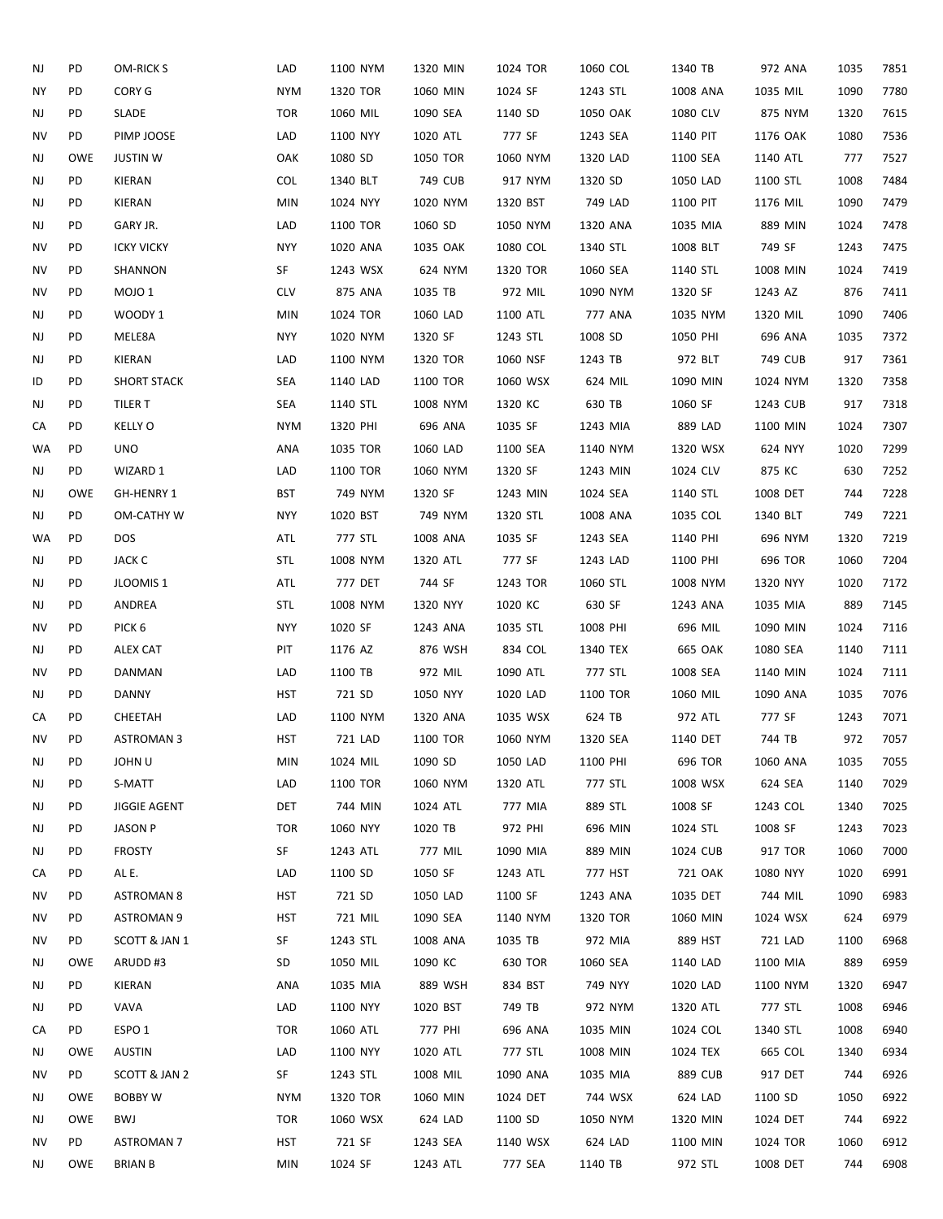| | | | | | | | | | | | |
|---|---|---|---|---|---|---|---|---|---|---|---|
| NJ | PD | OM-RICK S | LAD | 1100 NYM | 1320 MIN | 1024 TOR | 1060 COL | 1340 TB | 972 ANA | 1035 | 7851 |
| NY | PD | CORY G | NYM | 1320 TOR | 1060 MIN | 1024 SF | 1243 STL | 1008 ANA | 1035 MIL | 1090 | 7780 |
| NJ | PD | SLADE | TOR | 1060 MIL | 1090 SEA | 1140 SD | 1050 OAK | 1080 CLV | 875 NYM | 1320 | 7615 |
| NV | PD | PIMP JOOSE | LAD | 1100 NYY | 1020 ATL | 777 SF | 1243 SEA | 1140 PIT | 1176 OAK | 1080 | 7536 |
| NJ | OWE | JUSTIN W | OAK | 1080 SD | 1050 TOR | 1060 NYM | 1320 LAD | 1100 SEA | 1140 ATL | 777 | 7527 |
| NJ | PD | KIERAN | COL | 1340 BLT | 749 CUB | 917 NYM | 1320 SD | 1050 LAD | 1100 STL | 1008 | 7484 |
| NJ | PD | KIERAN | MIN | 1024 NYY | 1020 NYM | 1320 BST | 749 LAD | 1100 PIT | 1176 MIL | 1090 | 7479 |
| NJ | PD | GARY JR. | LAD | 1100 TOR | 1060 SD | 1050 NYM | 1320 ANA | 1035 MIA | 889 MIN | 1024 | 7478 |
| NV | PD | ICKY VICKY | NYY | 1020 ANA | 1035 OAK | 1080 COL | 1340 STL | 1008 BLT | 749 SF | 1243 | 7475 |
| NV | PD | SHANNON | SF | 1243 WSX | 624 NYM | 1320 TOR | 1060 SEA | 1140 STL | 1008 MIN | 1024 | 7419 |
| NV | PD | MOJO 1 | CLV | 875 ANA | 1035 TB | 972 MIL | 1090 NYM | 1320 SF | 1243 AZ | 876 | 7411 |
| NJ | PD | WOODY 1 | MIN | 1024 TOR | 1060 LAD | 1100 ATL | 777 ANA | 1035 NYM | 1320 MIL | 1090 | 7406 |
| NJ | PD | MELE8A | NYY | 1020 NYM | 1320 SF | 1243 STL | 1008 SD | 1050 PHI | 696 ANA | 1035 | 7372 |
| NJ | PD | KIERAN | LAD | 1100 NYM | 1320 TOR | 1060 NSF | 1243 TB | 972 BLT | 749 CUB | 917 | 7361 |
| ID | PD | SHORT STACK | SEA | 1140 LAD | 1100 TOR | 1060 WSX | 624 MIL | 1090 MIN | 1024 NYM | 1320 | 7358 |
| NJ | PD | TILER T | SEA | 1140 STL | 1008 NYM | 1320 KC | 630 TB | 1060 SF | 1243 CUB | 917 | 7318 |
| CA | PD | KELLY O | NYM | 1320 PHI | 696 ANA | 1035 SF | 1243 MIA | 889 LAD | 1100 MIN | 1024 | 7307 |
| WA | PD | UNO | ANA | 1035 TOR | 1060 LAD | 1100 SEA | 1140 NYM | 1320 WSX | 624 NYY | 1020 | 7299 |
| NJ | PD | WIZARD 1 | LAD | 1100 TOR | 1060 NYM | 1320 SF | 1243 MIN | 1024 CLV | 875 KC | 630 | 7252 |
| NJ | OWE | GH-HENRY 1 | BST | 749 NYM | 1320 SF | 1243 MIN | 1024 SEA | 1140 STL | 1008 DET | 744 | 7228 |
| NJ | PD | OM-CATHY W | NYY | 1020 BST | 749 NYM | 1320 STL | 1008 ANA | 1035 COL | 1340 BLT | 749 | 7221 |
| WA | PD | DOS | ATL | 777 STL | 1008 ANA | 1035 SF | 1243 SEA | 1140 PHI | 696 NYM | 1320 | 7219 |
| NJ | PD | JACK C | STL | 1008 NYM | 1320 ATL | 777 SF | 1243 LAD | 1100 PHI | 696 TOR | 1060 | 7204 |
| NJ | PD | JLOOMIS 1 | ATL | 777 DET | 744 SF | 1243 TOR | 1060 STL | 1008 NYM | 1320 NYY | 1020 | 7172 |
| NJ | PD | ANDREA | STL | 1008 NYM | 1320 NYY | 1020 KC | 630 SF | 1243 ANA | 1035 MIA | 889 | 7145 |
| NV | PD | PICK 6 | NYY | 1020 SF | 1243 ANA | 1035 STL | 1008 PHI | 696 MIL | 1090 MIN | 1024 | 7116 |
| NJ | PD | ALEX CAT | PIT | 1176 AZ | 876 WSH | 834 COL | 1340 TEX | 665 OAK | 1080 SEA | 1140 | 7111 |
| NV | PD | DANMAN | LAD | 1100 TB | 972 MIL | 1090 ATL | 777 STL | 1008 SEA | 1140 MIN | 1024 | 7111 |
| NJ | PD | DANNY | HST | 721 SD | 1050 NYY | 1020 LAD | 1100 TOR | 1060 MIL | 1090 ANA | 1035 | 7076 |
| CA | PD | CHEETAH | LAD | 1100 NYM | 1320 ANA | 1035 WSX | 624 TB | 972 ATL | 777 SF | 1243 | 7071 |
| NV | PD | ASTROMAN 3 | HST | 721 LAD | 1100 TOR | 1060 NYM | 1320 SEA | 1140 DET | 744 TB | 972 | 7057 |
| NJ | PD | JOHN U | MIN | 1024 MIL | 1090 SD | 1050 LAD | 1100 PHI | 696 TOR | 1060 ANA | 1035 | 7055 |
| NJ | PD | S-MATT | LAD | 1100 TOR | 1060 NYM | 1320 ATL | 777 STL | 1008 WSX | 624 SEA | 1140 | 7029 |
| NJ | PD | JIGGIE AGENT | DET | 744 MIN | 1024 ATL | 777 MIA | 889 STL | 1008 SF | 1243 COL | 1340 | 7025 |
| NJ | PD | JASON P | TOR | 1060 NYY | 1020 TB | 972 PHI | 696 MIN | 1024 STL | 1008 SF | 1243 | 7023 |
| NJ | PD | FROSTY | SF | 1243 ATL | 777 MIL | 1090 MIA | 889 MIN | 1024 CUB | 917 TOR | 1060 | 7000 |
| CA | PD | AL E. | LAD | 1100 SD | 1050 SF | 1243 ATL | 777 HST | 721 OAK | 1080 NYY | 1020 | 6991 |
| NV | PD | ASTROMAN 8 | HST | 721 SD | 1050 LAD | 1100 SF | 1243 ANA | 1035 DET | 744 MIL | 1090 | 6983 |
| NV | PD | ASTROMAN 9 | HST | 721 MIL | 1090 SEA | 1140 NYM | 1320 TOR | 1060 MIN | 1024 WSX | 624 | 6979 |
| NV | PD | SCOTT & JAN 1 | SF | 1243 STL | 1008 ANA | 1035 TB | 972 MIA | 889 HST | 721 LAD | 1100 | 6968 |
| NJ | OWE | ARUDD #3 | SD | 1050 MIL | 1090 KC | 630 TOR | 1060 SEA | 1140 LAD | 1100 MIA | 889 | 6959 |
| NJ | PD | KIERAN | ANA | 1035 MIA | 889 WSH | 834 BST | 749 NYY | 1020 LAD | 1100 NYM | 1320 | 6947 |
| NJ | PD | VAVA | LAD | 1100 NYY | 1020 BST | 749 TB | 972 NYM | 1320 ATL | 777 STL | 1008 | 6946 |
| CA | PD | ESPO 1 | TOR | 1060 ATL | 777 PHI | 696 ANA | 1035 MIN | 1024 COL | 1340 STL | 1008 | 6940 |
| NJ | OWE | AUSTIN | LAD | 1100 NYY | 1020 ATL | 777 STL | 1008 MIN | 1024 TEX | 665 COL | 1340 | 6934 |
| NV | PD | SCOTT & JAN 2 | SF | 1243 STL | 1008 MIL | 1090 ANA | 1035 MIA | 889 CUB | 917 DET | 744 | 6926 |
| NJ | OWE | BOBBY W | NYM | 1320 TOR | 1060 MIN | 1024 DET | 744 WSX | 624 LAD | 1100 SD | 1050 | 6922 |
| NJ | OWE | BWJ | TOR | 1060 WSX | 624 LAD | 1100 SD | 1050 NYM | 1320 MIN | 1024 DET | 744 | 6922 |
| NV | PD | ASTROMAN 7 | HST | 721 SF | 1243 SEA | 1140 WSX | 624 LAD | 1100 MIN | 1024 TOR | 1060 | 6912 |
| NJ | OWE | BRIAN B | MIN | 1024 SF | 1243 ATL | 777 SEA | 1140 TB | 972 STL | 1008 DET | 744 | 6908 |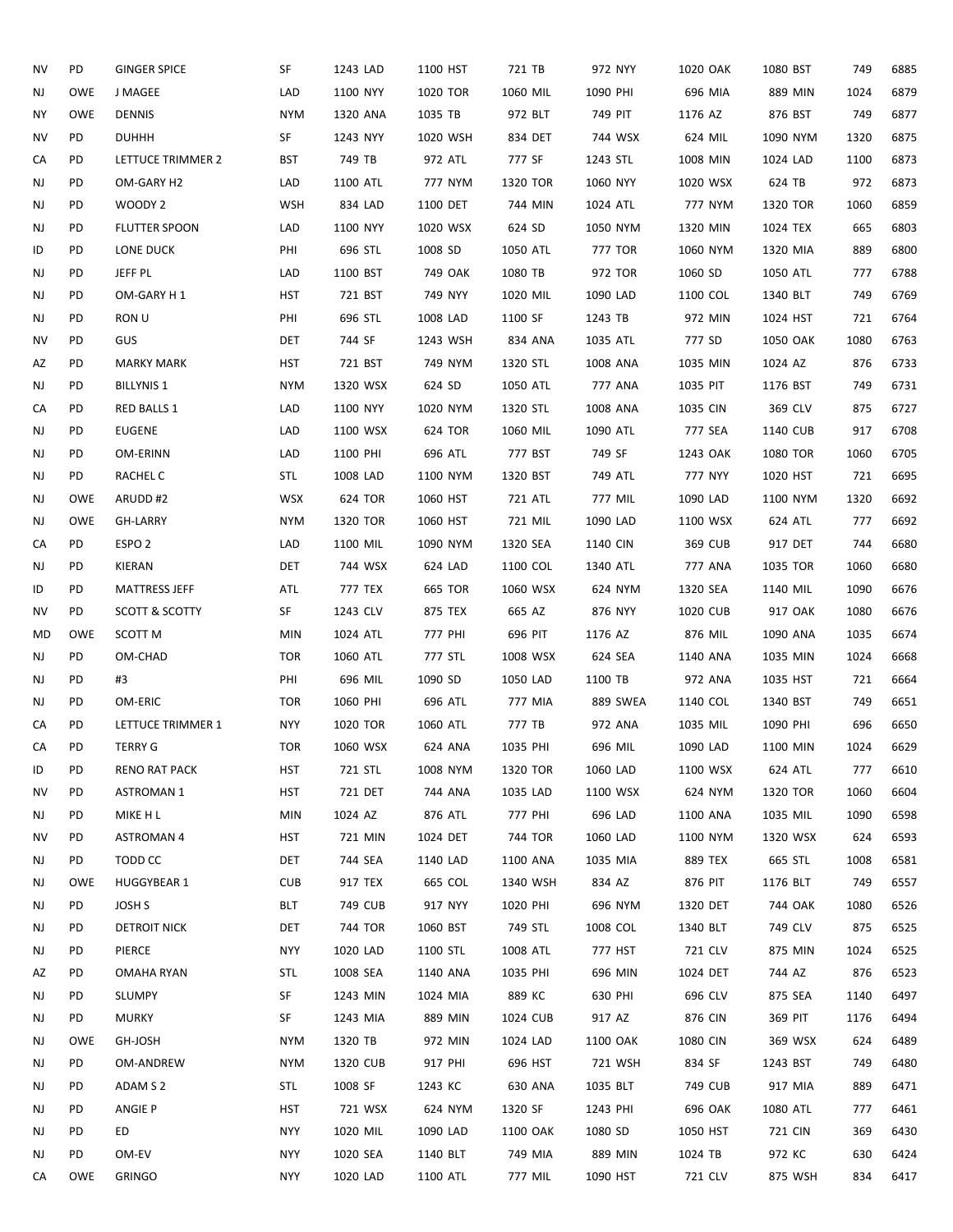| | | | | | | | | | | | |
|---|---|---|---|---|---|---|---|---|---|---|---|
| NV | PD | GINGER SPICE | SF | 1243 LAD | 1100 HST | 721 TB | 972 NYY | 1020 OAK | 1080 BST | 749 | 6885 |
| NJ | OWE | J MAGEE | LAD | 1100 NYY | 1020 TOR | 1060 MIL | 1090 PHI | 696 MIA | 889 MIN | 1024 | 6879 |
| NY | OWE | DENNIS | NYM | 1320 ANA | 1035 TB | 972 BLT | 749 PIT | 1176 AZ | 876 BST | 749 | 6877 |
| NV | PD | DUHHH | SF | 1243 NYY | 1020 WSH | 834 DET | 744 WSX | 624 MIL | 1090 NYM | 1320 | 6875 |
| CA | PD | LETTUCE TRIMMER 2 | BST | 749 TB | 972 ATL | 777 SF | 1243 STL | 1008 MIN | 1024 LAD | 1100 | 6873 |
| NJ | PD | OM-GARY H2 | LAD | 1100 ATL | 777 NYM | 1320 TOR | 1060 NYY | 1020 WSX | 624 TB | 972 | 6873 |
| NJ | PD | WOODY 2 | WSH | 834 LAD | 1100 DET | 744 MIN | 1024 ATL | 777 NYM | 1320 TOR | 1060 | 6859 |
| NJ | PD | FLUTTER SPOON | LAD | 1100 NYY | 1020 WSX | 624 SD | 1050 NYM | 1320 MIN | 1024 TEX | 665 | 6803 |
| ID | PD | LONE DUCK | PHI | 696 STL | 1008 SD | 1050 ATL | 777 TOR | 1060 NYM | 1320 MIA | 889 | 6800 |
| NJ | PD | JEFF PL | LAD | 1100 BST | 749 OAK | 1080 TB | 972 TOR | 1060 SD | 1050 ATL | 777 | 6788 |
| NJ | PD | OM-GARY H 1 | HST | 721 BST | 749 NYY | 1020 MIL | 1090 LAD | 1100 COL | 1340 BLT | 749 | 6769 |
| NJ | PD | RON U | PHI | 696 STL | 1008 LAD | 1100 SF | 1243 TB | 972 MIN | 1024 HST | 721 | 6764 |
| NV | PD | GUS | DET | 744 SF | 1243 WSH | 834 ANA | 1035 ATL | 777 SD | 1050 OAK | 1080 | 6763 |
| AZ | PD | MARKY MARK | HST | 721 BST | 749 NYM | 1320 STL | 1008 ANA | 1035 MIN | 1024 AZ | 876 | 6733 |
| NJ | PD | BILLYNIS 1 | NYM | 1320 WSX | 624 SD | 1050 ATL | 777 ANA | 1035 PIT | 1176 BST | 749 | 6731 |
| CA | PD | RED BALLS 1 | LAD | 1100 NYY | 1020 NYM | 1320 STL | 1008 ANA | 1035 CIN | 369 CLV | 875 | 6727 |
| NJ | PD | EUGENE | LAD | 1100 WSX | 624 TOR | 1060 MIL | 1090 ATL | 777 SEA | 1140 CUB | 917 | 6708 |
| NJ | PD | OM-ERINN | LAD | 1100 PHI | 696 ATL | 777 BST | 749 SF | 1243 OAK | 1080 TOR | 1060 | 6705 |
| NJ | PD | RACHEL C | STL | 1008 LAD | 1100 NYM | 1320 BST | 749 ATL | 777 NYY | 1020 HST | 721 | 6695 |
| NJ | OWE | ARUDD #2 | WSX | 624 TOR | 1060 HST | 721 ATL | 777 MIL | 1090 LAD | 1100 NYM | 1320 | 6692 |
| NJ | OWE | GH-LARRY | NYM | 1320 TOR | 1060 HST | 721 MIL | 1090 LAD | 1100 WSX | 624 ATL | 777 | 6692 |
| CA | PD | ESPO 2 | LAD | 1100 MIL | 1090 NYM | 1320 SEA | 1140 CIN | 369 CUB | 917 DET | 744 | 6680 |
| NJ | PD | KIERAN | DET | 744 WSX | 624 LAD | 1100 COL | 1340 ATL | 777 ANA | 1035 TOR | 1060 | 6680 |
| ID | PD | MATTRESS JEFF | ATL | 777 TEX | 665 TOR | 1060 WSX | 624 NYM | 1320 SEA | 1140 MIL | 1090 | 6676 |
| NV | PD | SCOTT & SCOTTY | SF | 1243 CLV | 875 TEX | 665 AZ | 876 NYY | 1020 CUB | 917 OAK | 1080 | 6676 |
| MD | OWE | SCOTT M | MIN | 1024 ATL | 777 PHI | 696 PIT | 1176 AZ | 876 MIL | 1090 ANA | 1035 | 6674 |
| NJ | PD | OM-CHAD | TOR | 1060 ATL | 777 STL | 1008 WSX | 624 SEA | 1140 ANA | 1035 MIN | 1024 | 6668 |
| NJ | PD | #3 | PHI | 696 MIL | 1090 SD | 1050 LAD | 1100 TB | 972 ANA | 1035 HST | 721 | 6664 |
| NJ | PD | OM-ERIC | TOR | 1060 PHI | 696 ATL | 777 MIA | 889 SWEA | 1140 COL | 1340 BST | 749 | 6651 |
| CA | PD | LETTUCE TRIMMER 1 | NYY | 1020 TOR | 1060 ATL | 777 TB | 972 ANA | 1035 MIL | 1090 PHI | 696 | 6650 |
| CA | PD | TERRY G | TOR | 1060 WSX | 624 ANA | 1035 PHI | 696 MIL | 1090 LAD | 1100 MIN | 1024 | 6629 |
| ID | PD | RENO RAT PACK | HST | 721 STL | 1008 NYM | 1320 TOR | 1060 LAD | 1100 WSX | 624 ATL | 777 | 6610 |
| NV | PD | ASTROMAN 1 | HST | 721 DET | 744 ANA | 1035 LAD | 1100 WSX | 624 NYM | 1320 TOR | 1060 | 6604 |
| NJ | PD | MIKE H L | MIN | 1024 AZ | 876 ATL | 777 PHI | 696 LAD | 1100 ANA | 1035 MIL | 1090 | 6598 |
| NV | PD | ASTROMAN 4 | HST | 721 MIN | 1024 DET | 744 TOR | 1060 LAD | 1100 NYM | 1320 WSX | 624 | 6593 |
| NJ | PD | TODD CC | DET | 744 SEA | 1140 LAD | 1100 ANA | 1035 MIA | 889 TEX | 665 STL | 1008 | 6581 |
| NJ | OWE | HUGGYBEAR 1 | CUB | 917 TEX | 665 COL | 1340 WSH | 834 AZ | 876 PIT | 1176 BLT | 749 | 6557 |
| NJ | PD | JOSH S | BLT | 749 CUB | 917 NYY | 1020 PHI | 696 NYM | 1320 DET | 744 OAK | 1080 | 6526 |
| NJ | PD | DETROIT NICK | DET | 744 TOR | 1060 BST | 749 STL | 1008 COL | 1340 BLT | 749 CLV | 875 | 6525 |
| NJ | PD | PIERCE | NYY | 1020 LAD | 1100 STL | 1008 ATL | 777 HST | 721 CLV | 875 MIN | 1024 | 6525 |
| AZ | PD | OMAHA RYAN | STL | 1008 SEA | 1140 ANA | 1035 PHI | 696 MIN | 1024 DET | 744 AZ | 876 | 6523 |
| NJ | PD | SLUMPY | SF | 1243 MIN | 1024 MIA | 889 KC | 630 PHI | 696 CLV | 875 SEA | 1140 | 6497 |
| NJ | PD | MURKY | SF | 1243 MIA | 889 MIN | 1024 CUB | 917 AZ | 876 CIN | 369 PIT | 1176 | 6494 |
| NJ | OWE | GH-JOSH | NYM | 1320 TB | 972 MIN | 1024 LAD | 1100 OAK | 1080 CIN | 369 WSX | 624 | 6489 |
| NJ | PD | OM-ANDREW | NYM | 1320 CUB | 917 PHI | 696 HST | 721 WSH | 834 SF | 1243 BST | 749 | 6480 |
| NJ | PD | ADAM S 2 | STL | 1008 SF | 1243 KC | 630 ANA | 1035 BLT | 749 CUB | 917 MIA | 889 | 6471 |
| NJ | PD | ANGIE P | HST | 721 WSX | 624 NYM | 1320 SF | 1243 PHI | 696 OAK | 1080 ATL | 777 | 6461 |
| NJ | PD | ED | NYY | 1020 MIL | 1090 LAD | 1100 OAK | 1080 SD | 1050 HST | 721 CIN | 369 | 6430 |
| NJ | PD | OM-EV | NYY | 1020 SEA | 1140 BLT | 749 MIA | 889 MIN | 1024 TB | 972 KC | 630 | 6424 |
| CA | OWE | GRINGO | NYY | 1020 LAD | 1100 ATL | 777 MIL | 1090 HST | 721 CLV | 875 WSH | 834 | 6417 |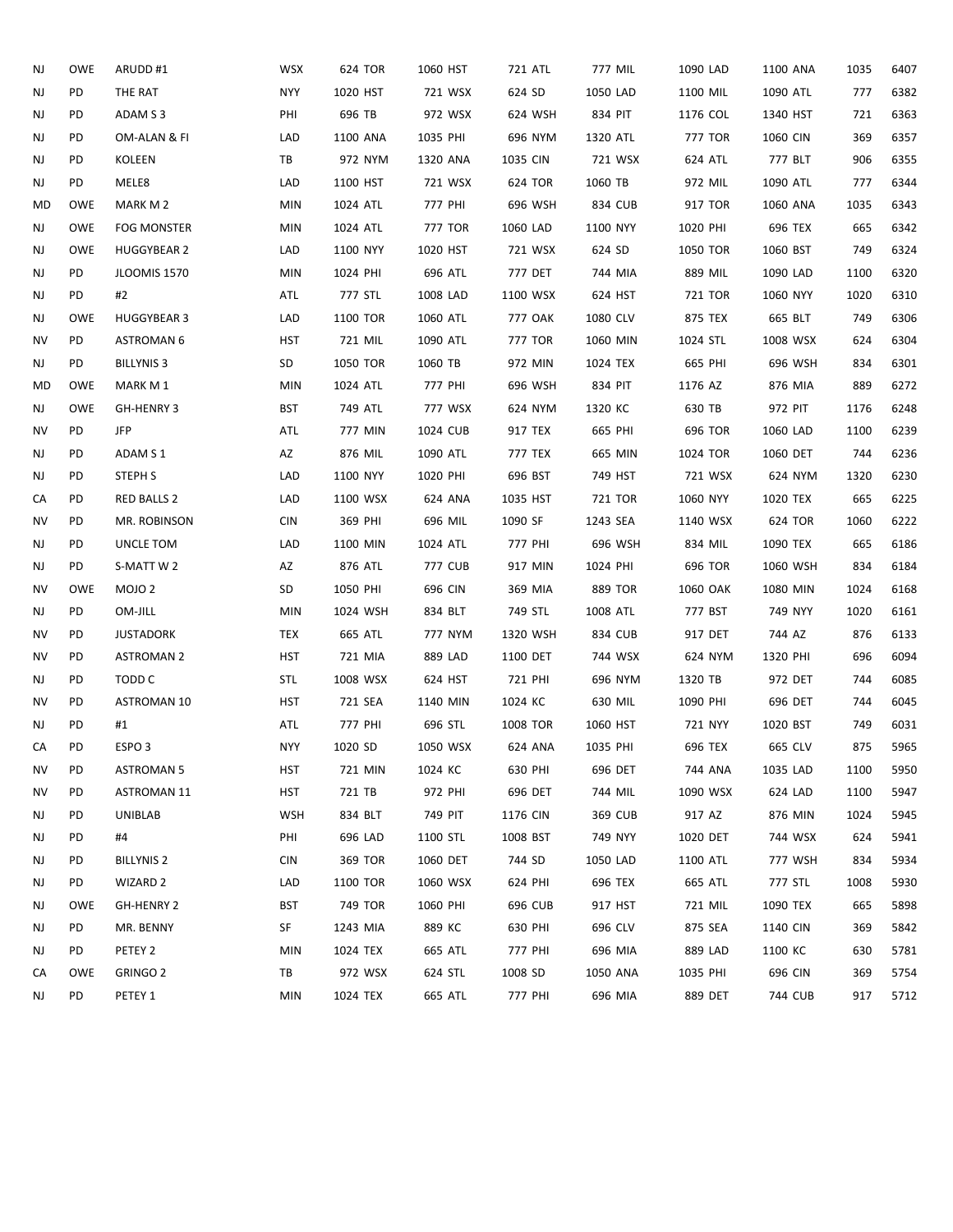| | | | | | | | | | | | | | | | | | | | |
|---|---|---|---|---|---|---|---|---|---|---|---|---|---|---|---|---|---|---|---|
| NJ | OWE | ARUDD #1 | WSX | 624 | TOR | 1060 | HST | 721 | ATL | 777 | MIL | 1090 | LAD | 1100 | ANA | 1035 | 6407 |
| NJ | PD | THE RAT | NYY | 1020 | HST | 721 | WSX | 624 | SD | 1050 | LAD | 1100 | MIL | 1090 | ATL | 777 | 6382 |
| NJ | PD | ADAM S 3 | PHI | 696 | TB | 972 | WSX | 624 | WSH | 834 | PIT | 1176 | COL | 1340 | HST | 721 | 6363 |
| NJ | PD | OM-ALAN & FI | LAD | 1100 | ANA | 1035 | PHI | 696 | NYM | 1320 | ATL | 777 | TOR | 1060 | CIN | 369 | 6357 |
| NJ | PD | KOLEEN | TB | 972 | NYM | 1320 | ANA | 1035 | CIN | 721 | WSX | 624 | ATL | 777 | BLT | 906 | 6355 |
| NJ | PD | MELE8 | LAD | 1100 | HST | 721 | WSX | 624 | TOR | 1060 | TB | 972 | MIL | 1090 | ATL | 777 | 6344 |
| MD | OWE | MARK M 2 | MIN | 1024 | ATL | 777 | PHI | 696 | WSH | 834 | CUB | 917 | TOR | 1060 | ANA | 1035 | 6343 |
| NJ | OWE | FOG MONSTER | MIN | 1024 | ATL | 777 | TOR | 1060 | LAD | 1100 | NYY | 1020 | PHI | 696 | TEX | 665 | 6342 |
| NJ | OWE | HUGGYBEAR 2 | LAD | 1100 | NYY | 1020 | HST | 721 | WSX | 624 | SD | 1050 | TOR | 1060 | BST | 749 | 6324 |
| NJ | PD | JLOOMIS 1570 | MIN | 1024 | PHI | 696 | ATL | 777 | DET | 744 | MIA | 889 | MIL | 1090 | LAD | 1100 | 6320 |
| NJ | PD | #2 | ATL | 777 | STL | 1008 | LAD | 1100 | WSX | 624 | HST | 721 | TOR | 1060 | NYY | 1020 | 6310 |
| NJ | OWE | HUGGYBEAR 3 | LAD | 1100 | TOR | 1060 | ATL | 777 | OAK | 1080 | CLV | 875 | TEX | 665 | BLT | 749 | 6306 |
| NV | PD | ASTROMAN 6 | HST | 721 | MIL | 1090 | ATL | 777 | TOR | 1060 | MIN | 1024 | STL | 1008 | WSX | 624 | 6304 |
| NJ | PD | BILLYNIS 3 | SD | 1050 | TOR | 1060 | TB | 972 | MIN | 1024 | TEX | 665 | PHI | 696 | WSH | 834 | 6301 |
| MD | OWE | MARK M 1 | MIN | 1024 | ATL | 777 | PHI | 696 | WSH | 834 | PIT | 1176 | AZ | 876 | MIA | 889 | 6272 |
| NJ | OWE | GH-HENRY 3 | BST | 749 | ATL | 777 | WSX | 624 | NYM | 1320 | KC | 630 | TB | 972 | PIT | 1176 | 6248 |
| NV | PD | JFP | ATL | 777 | MIN | 1024 | CUB | 917 | TEX | 665 | PHI | 696 | TOR | 1060 | LAD | 1100 | 6239 |
| NJ | PD | ADAM S 1 | AZ | 876 | MIL | 1090 | ATL | 777 | TEX | 665 | MIN | 1024 | TOR | 1060 | DET | 744 | 6236 |
| NJ | PD | STEPH S | LAD | 1100 | NYY | 1020 | PHI | 696 | BST | 749 | HST | 721 | WSX | 624 | NYM | 1320 | 6230 |
| CA | PD | RED BALLS 2 | LAD | 1100 | WSX | 624 | ANA | 1035 | HST | 721 | TOR | 1060 | NYY | 1020 | TEX | 665 | 6225 |
| NV | PD | MR. ROBINSON | CIN | 369 | PHI | 696 | MIL | 1090 | SF | 1243 | SEA | 1140 | WSX | 624 | TOR | 1060 | 6222 |
| NJ | PD | UNCLE TOM | LAD | 1100 | MIN | 1024 | ATL | 777 | PHI | 696 | WSH | 834 | MIL | 1090 | TEX | 665 | 6186 |
| NJ | PD | S-MATT W 2 | AZ | 876 | ATL | 777 | CUB | 917 | MIN | 1024 | PHI | 696 | TOR | 1060 | WSH | 834 | 6184 |
| NV | OWE | MOJO 2 | SD | 1050 | PHI | 696 | CIN | 369 | MIA | 889 | TOR | 1060 | OAK | 1080 | MIN | 1024 | 6168 |
| NJ | PD | OM-JILL | MIN | 1024 | WSH | 834 | BLT | 749 | STL | 1008 | ATL | 777 | BST | 749 | NYY | 1020 | 6161 |
| NV | PD | JUSTADORK | TEX | 665 | ATL | 777 | NYM | 1320 | WSH | 834 | CUB | 917 | DET | 744 | AZ | 876 | 6133 |
| NV | PD | ASTROMAN 2 | HST | 721 | MIA | 889 | LAD | 1100 | DET | 744 | WSX | 624 | NYM | 1320 | PHI | 696 | 6094 |
| NJ | PD | TODD C | STL | 1008 | WSX | 624 | HST | 721 | PHI | 696 | NYM | 1320 | TB | 972 | DET | 744 | 6085 |
| NV | PD | ASTROMAN 10 | HST | 721 | SEA | 1140 | MIN | 1024 | KC | 630 | MIL | 1090 | PHI | 696 | DET | 744 | 6045 |
| NJ | PD | #1 | ATL | 777 | PHI | 696 | STL | 1008 | TOR | 1060 | HST | 721 | NYY | 1020 | BST | 749 | 6031 |
| CA | PD | ESPO 3 | NYY | 1020 | SD | 1050 | WSX | 624 | ANA | 1035 | PHI | 696 | TEX | 665 | CLV | 875 | 5965 |
| NV | PD | ASTROMAN 5 | HST | 721 | MIN | 1024 | KC | 630 | PHI | 696 | DET | 744 | ANA | 1035 | LAD | 1100 | 5950 |
| NV | PD | ASTROMAN 11 | HST | 721 | TB | 972 | PHI | 696 | DET | 744 | MIL | 1090 | WSX | 624 | LAD | 1100 | 5947 |
| NJ | PD | UNIBLAB | WSH | 834 | BLT | 749 | PIT | 1176 | CIN | 369 | CUB | 917 | AZ | 876 | MIN | 1024 | 5945 |
| NJ | PD | #4 | PHI | 696 | LAD | 1100 | STL | 1008 | BST | 749 | NYY | 1020 | DET | 744 | WSX | 624 | 5941 |
| NJ | PD | BILLYNIS 2 | CIN | 369 | TOR | 1060 | DET | 744 | SD | 1050 | LAD | 1100 | ATL | 777 | WSH | 834 | 5934 |
| NJ | PD | WIZARD 2 | LAD | 1100 | TOR | 1060 | WSX | 624 | PHI | 696 | TEX | 665 | ATL | 777 | STL | 1008 | 5930 |
| NJ | OWE | GH-HENRY 2 | BST | 749 | TOR | 1060 | PHI | 696 | CUB | 917 | HST | 721 | MIL | 1090 | TEX | 665 | 5898 |
| NJ | PD | MR. BENNY | SF | 1243 | MIA | 889 | KC | 630 | PHI | 696 | CLV | 875 | SEA | 1140 | CIN | 369 | 5842 |
| NJ | PD | PETEY 2 | MIN | 1024 | TEX | 665 | ATL | 777 | PHI | 696 | MIA | 889 | LAD | 1100 | KC | 630 | 5781 |
| CA | OWE | GRINGO 2 | TB | 972 | WSX | 624 | STL | 1008 | SD | 1050 | ANA | 1035 | PHI | 696 | CIN | 369 | 5754 |
| NJ | PD | PETEY 1 | MIN | 1024 | TEX | 665 | ATL | 777 | PHI | 696 | MIA | 889 | DET | 744 | CUB | 917 | 5712 |